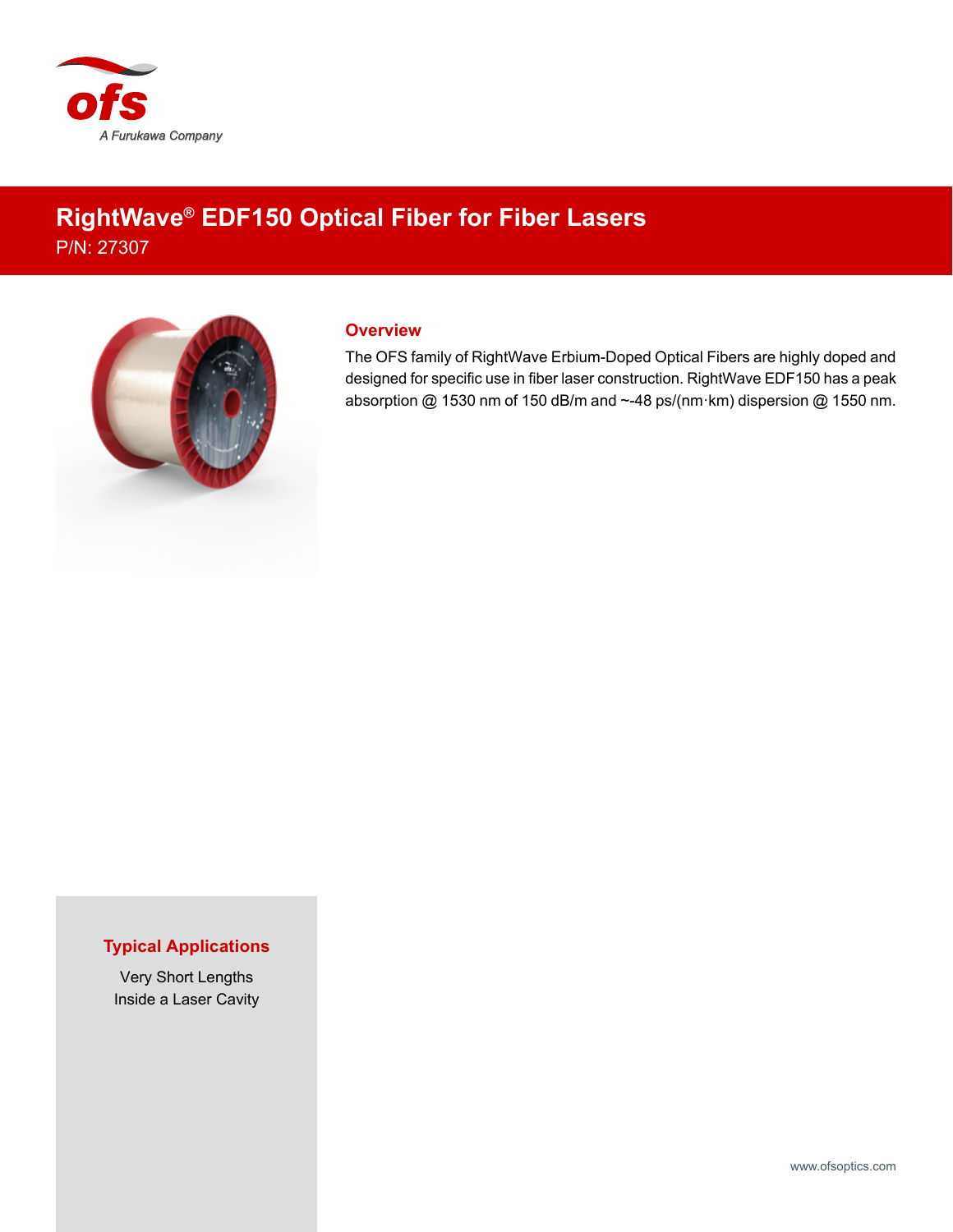# RightWave® EDF150 Optical Fiber for Fiber Lasers

P/N: 27307

## Overview

The OFS family of RightWave Erbium-Doped Optical Fibers are highly doped and designed for specific use in fiber laser construction. RightWave EDF150 has a peak absorption @ 1530 nm of 150 dB/m and ~-48 ps/(nm·km) dispersion @ 1550 nm.

## Typical Applications

Very Short Lengths
Inside a Laser Cavity

www.ofsoptics.com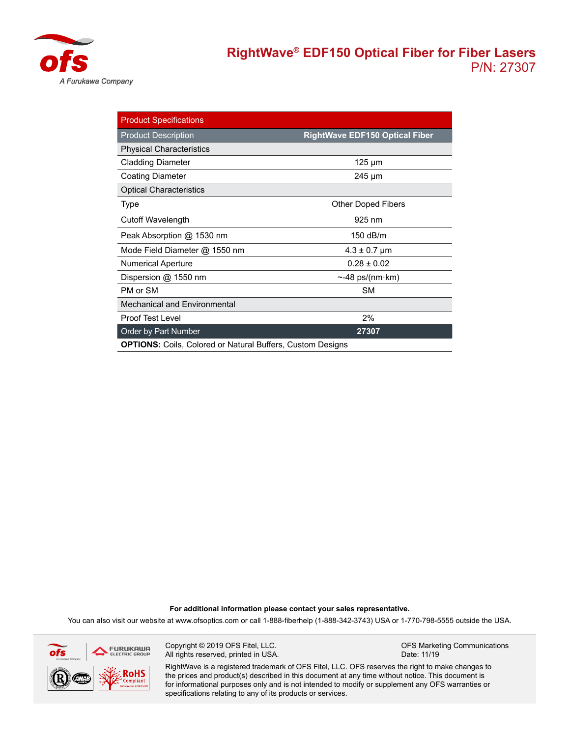# RightWave® EDF150 Optical Fiber for Fiber Lasers
## P/N: 27307

| Product Specifications | |
|---|---|
| Product Description | **RightWave EDF150 Optical Fiber** |
| Physical Characteristics | |
| Cladding Diameter | 125 µm |
| Coating Diameter | 245 µm |
| Optical Characteristics | |
| Type | Other Doped Fibers |
| Cutoff Wavelength | 925 nm |
| Peak Absorption @ 1530 nm | 150 dB/m |
| Mode Field Diameter @ 1550 nm | 4.3 ± 0.7 µm |
| Numerical Aperture | 0.28 ± 0.02 |
| Dispersion @ 1550 nm | ~-48 ps/(nm·km) |
| PM or SM | SM |
| Mechanical and Environmental | |
| Proof Test Level | 2% |
| Order by Part Number | **27307** |

**OPTIONS:** Coils, Colored or Natural Buffers, Custom Designs

**For additional information please contact your sales representative.**

You can also visit our website at www.ofsoptics.com or call 1-888-fiberhelp (1-888-342-3743) USA or 1-770-798-5555 outside the USA.

Copyright © 2019 OFS Fitel, LLC.
All rights reserved, printed in USA.

OFS Marketing Communications
Date: 11/19

RightWave is a registered trademark of OFS Fitel, LLC. OFS reserves the right to make changes to the prices and product(s) described in this document at any time without notice. This document is for informational purposes only and is not intended to modify or supplement any OFS warranties or specifications relating to any of its products or services.